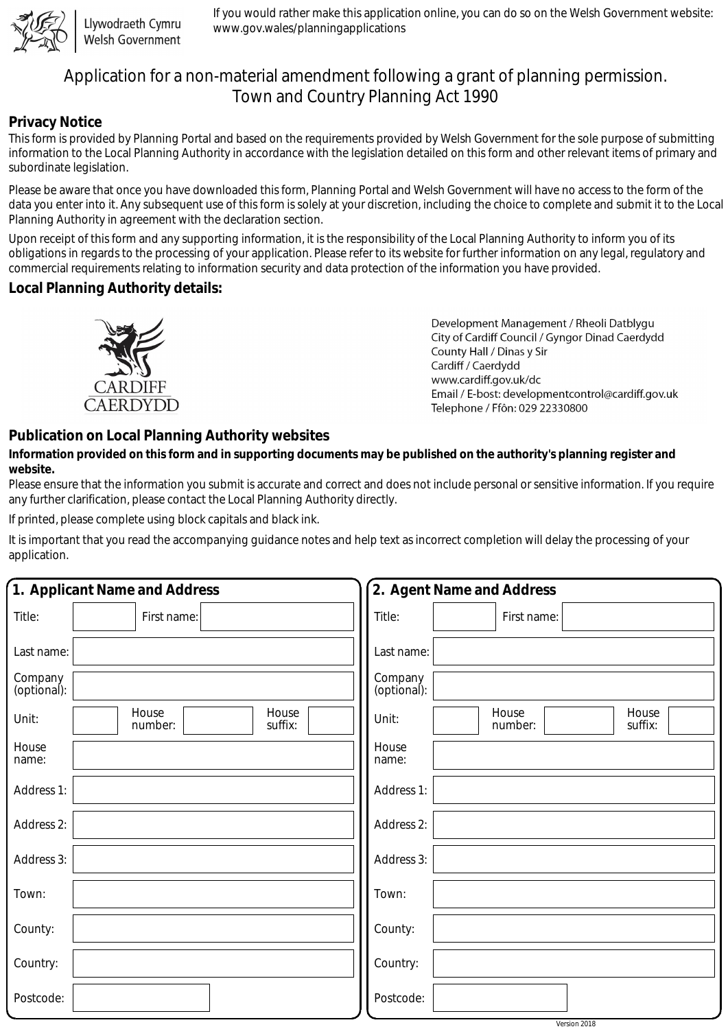Llywodraeth Cymru
Welsh Government

If you would rather make this application online, you can do so on the Welsh Government website: www.gov.wales/planningapplications

# Application for a non-material amendment following a grant of planning permission. Town and Country Planning Act 1990

## Privacy Notice

This form is provided by Planning Portal and based on the requirements provided by Welsh Government for the sole purpose of submitting information to the Local Planning Authority in accordance with the legislation detailed on this form and other relevant items of primary and subordinate legislation.

Please be aware that once you have downloaded this form, Planning Portal and Welsh Government will have no access to the form of the data you enter into it. Any subsequent use of this form is solely at your discretion, including the choice to complete and submit it to the Local Planning Authority in agreement with the declaration section.

Upon receipt of this form and any supporting information, it is the responsibility of the Local Planning Authority to inform you of its obligations in regards to the processing of your application. Please refer to its website for further information on any legal, regulatory and commercial requirements relating to information security and data protection of the information you have provided.

## Local Planning Authority details:

CARDIFF
CAERDYDD

Development Management / Rheoli Datblygu
City of Cardiff Council / Gyngor Dinad Caerdydd
County Hall / Dinas y Sir
Cardiff / Caerdydd
www.cardiff.gov.uk/dc
Email / E-bost: developmentcontrol@cardiff.gov.uk
Telephone / Ffôn: 029 22330800

## Publication on Local Planning Authority websites

**Information provided on this form and in supporting documents may be published on the authority's planning register and website.**

Please ensure that the information you submit is accurate and correct and does not include personal or sensitive information. If you require any further clarification, please contact the Local Planning Authority directly.

If printed, please complete using block capitals and black ink.

It is important that you read the accompanying guidance notes and help text as incorrect completion will delay the processing of your application.

| 1. Applicant Name and Address | | 2. Agent Name and Address | |
|---|---|---|---|
| Title: | First name: | Title: | First name: |
| Last name: | | Last name: | |
| Company (optional): | | Company (optional): | |
| Unit: | House number: House suffix: | Unit: | House number: House suffix: |
| House name: | | House name: | |
| Address 1: | | Address 1: | |
| Address 2: | | Address 2: | |
| Address 3: | | Address 3: | |
| Town: | | Town: | |
| County: | | County: | |
| Country: | | Country: | |
| Postcode: | | Postcode: | |

Version 2018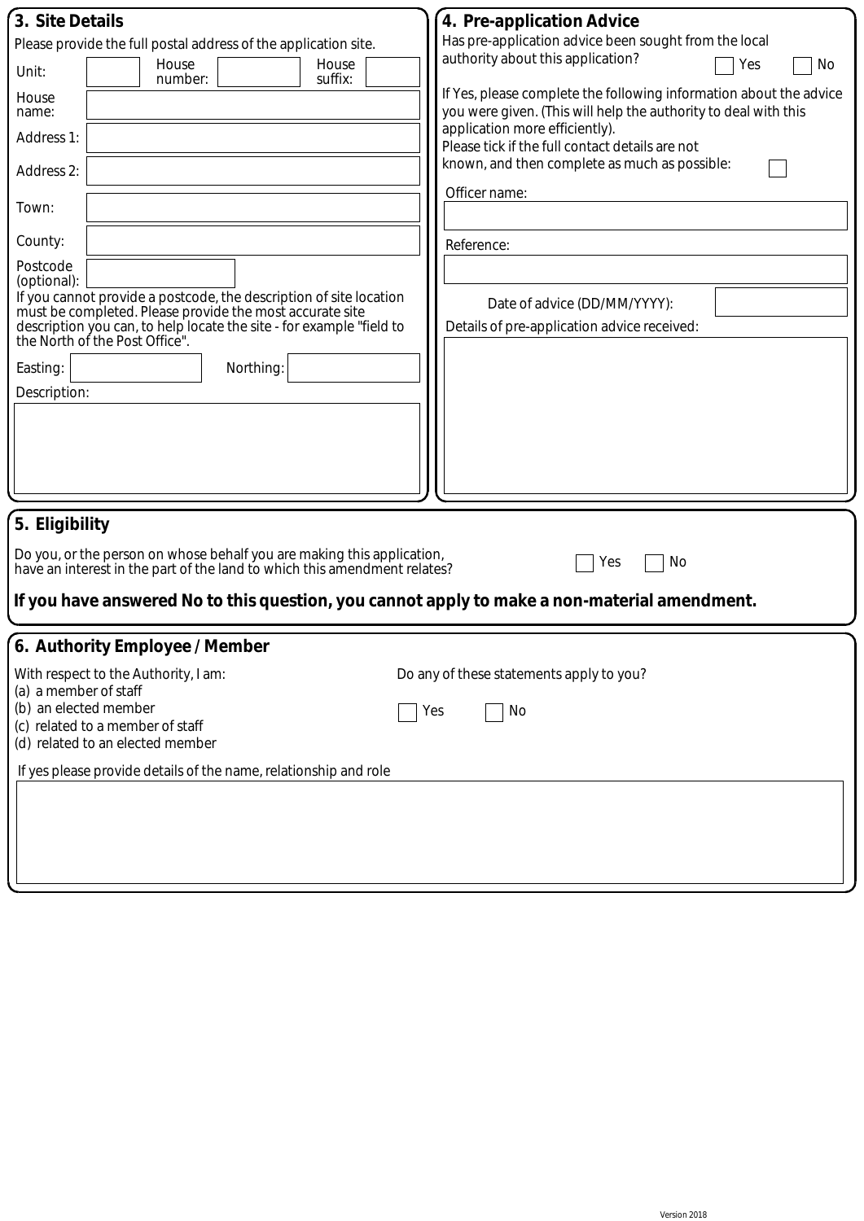## 3. Site Details

Please provide the full postal address of the application site.

Unit: ______ House number: ______ House suffix: ______

House name: ______

Address 1: ______

Address 2: ______

Town: ______

County: ______

Postcode (optional): ______

If you cannot provide a postcode, the description of site location must be completed. Please provide the most accurate site description you can, to help locate the site - for example "field to the North of the Post Office".

Easting: ______ Northing: ______

Description:

______

## 4. Pre-application Advice

Has pre-application advice been sought from the local authority about this application? ☐ Yes ☐ No

If Yes, please complete the following information about the advice you were given. (This will help the authority to deal with this application more efficiently).

Please tick if the full contact details are not known, and then complete as much as possible: ☐

Officer name: ______

Reference: ______

Date of advice (DD/MM/YYYY): ______

Details of pre-application advice received:

______

## 5. Eligibility

Do you, or the person on whose behalf you are making this application, have an interest in the part of the land to which this amendment relates? ☐ Yes ☐ No

**If you have answered No to this question, you cannot apply to make a non-material amendment.**

## 6. Authority Employee / Member

With respect to the Authority, I am:

(a) a member of staff
(b) an elected member
(c) related to a member of staff
(d) related to an elected member

Do any of these statements apply to you? ☐ Yes ☐ No

If yes please provide details of the name, relationship and role

______

Version 2018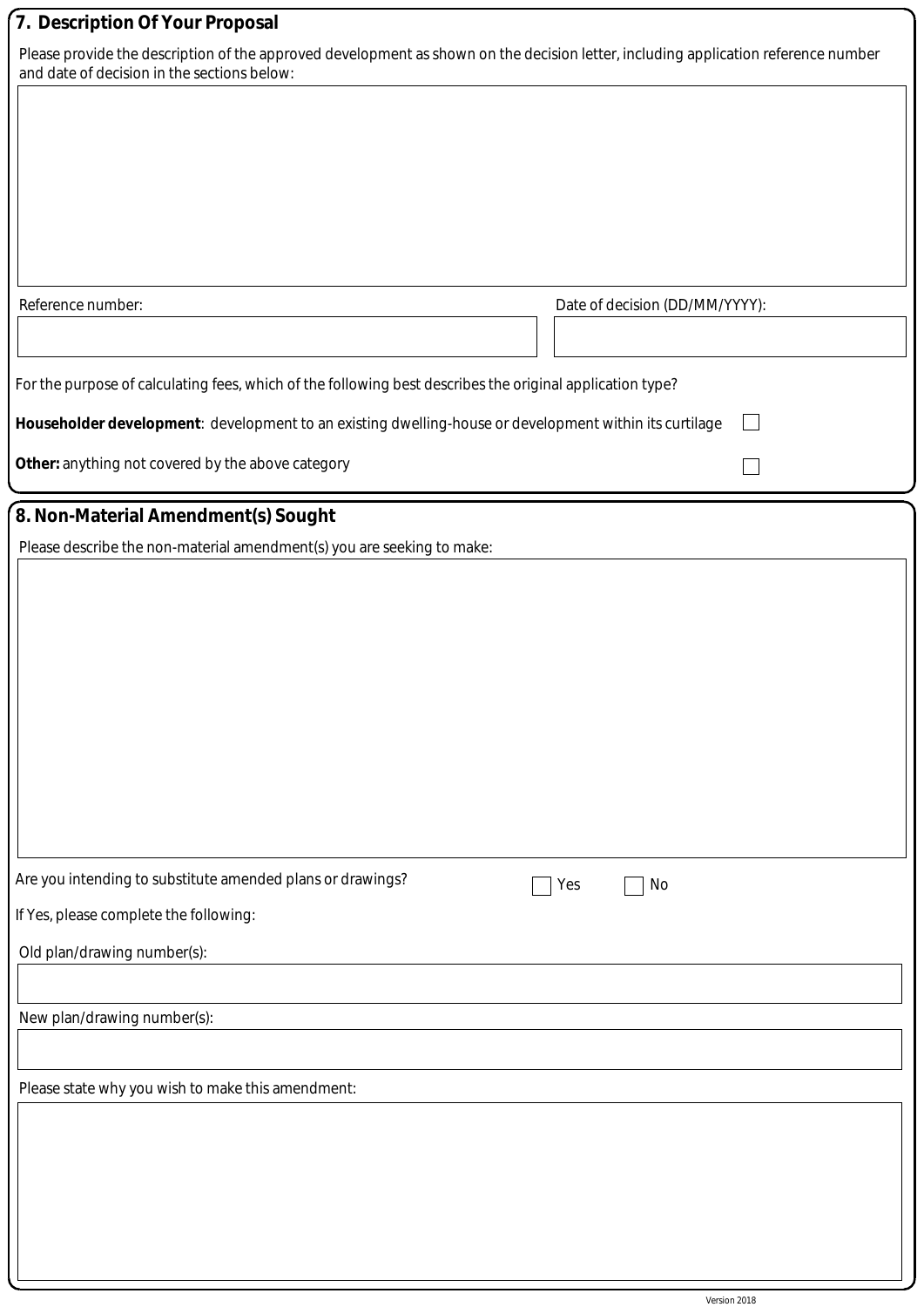## 7. Description Of Your Proposal

Please provide the description of the approved development as shown on the decision letter, including application reference number and date of decision in the sections below:

Reference number:

Date of decision (DD/MM/YYYY):

For the purpose of calculating fees, which of the following best describes the original application type?

**Householder development**: development to an existing dwelling-house or development within its curtilage ☐

**Other:** anything not covered by the above category ☐

## 8. Non-Material Amendment(s) Sought

Please describe the non-material amendment(s) you are seeking to make:

Are you intending to substitute amended plans or drawings? ☐ Yes ☐ No

If Yes, please complete the following:

Old plan/drawing number(s):

New plan/drawing number(s):

Please state why you wish to make this amendment:

Version 2018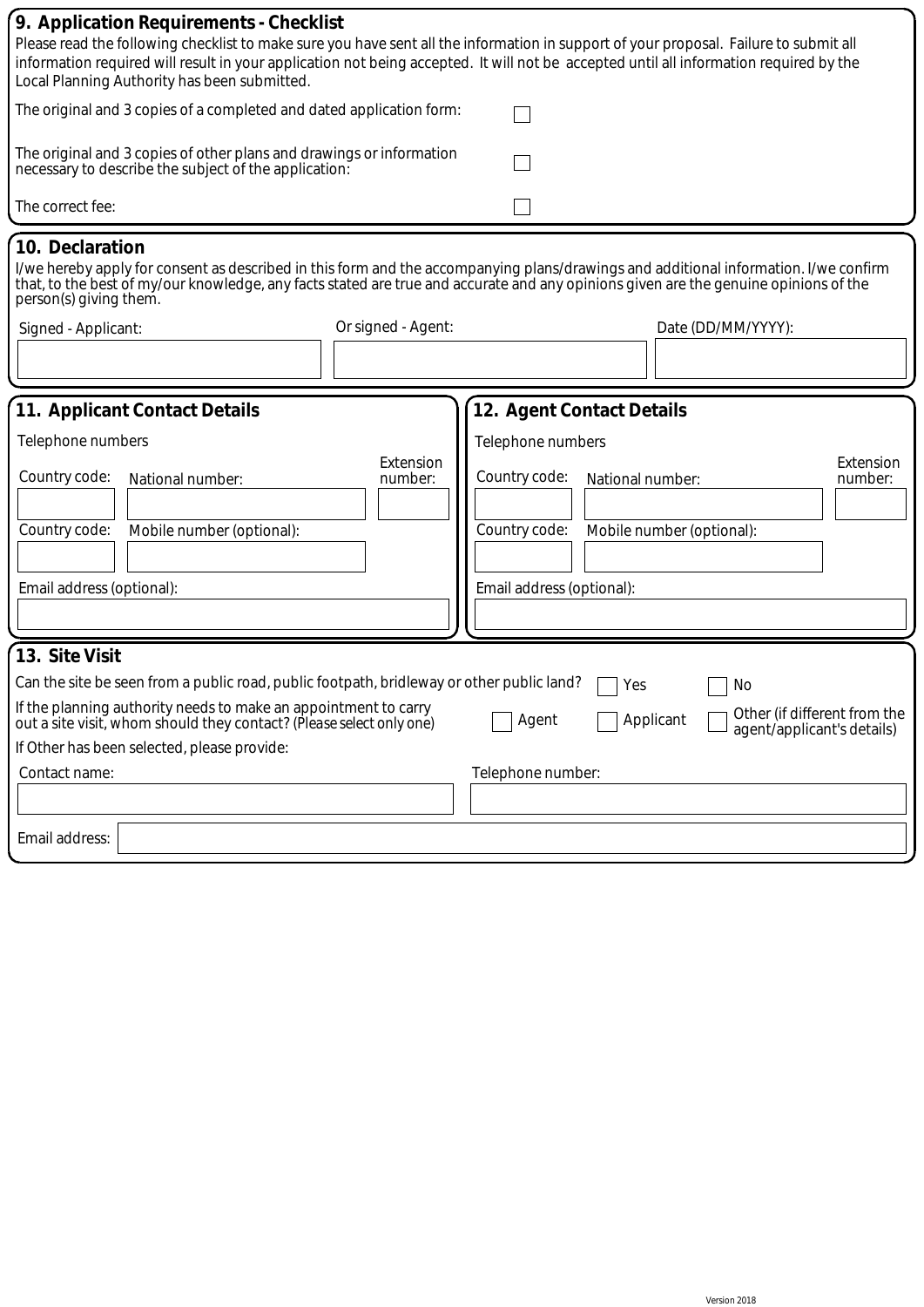## 9. Application Requirements - Checklist

Please read the following checklist to make sure you have sent all the information in support of your proposal. Failure to submit all information required will result in your application not being accepted. It will not be accepted until all information required by the Local Planning Authority has been submitted.

The original and 3 copies of a completed and dated application form: ☐

The original and 3 copies of other plans and drawings or information necessary to describe the subject of the application: ☐

The correct fee: ☐

## 10. Declaration

I/we hereby apply for consent as described in this form and the accompanying plans/drawings and additional information. I/we confirm that, to the best of my/our knowledge, any facts stated are true and accurate and any opinions given are the genuine opinions of the person(s) giving them.

| Signed - Applicant: | Or signed - Agent: | Date (DD/MM/YYYY): |
|---|---|---|
| | | |

## 11. Applicant Contact Details

Telephone numbers

| Country code: | National number: | Extension number: |
|---|---|---|
| | | |

| Country code: | Mobile number (optional): |
|---|---|
| | |

Email address (optional):

## 12. Agent Contact Details

Telephone numbers

| Country code: | National number: | Extension number: |
|---|---|---|
| | | |

| Country code: | Mobile number (optional): |
|---|---|
| | |

Email address (optional):

## 13. Site Visit

Can the site be seen from a public road, public footpath, bridleway or other public land? ☐ Yes ☐ No

If the planning authority needs to make an appointment to carry out a site visit, whom should they contact? (Please select only one) ☐ Agent ☐ Applicant ☐ Other (if different from the agent/applicant's details)

If Other has been selected, please provide:

| Contact name: | Telephone number: |
|---|---|
| | |

Email address:

Version 2018